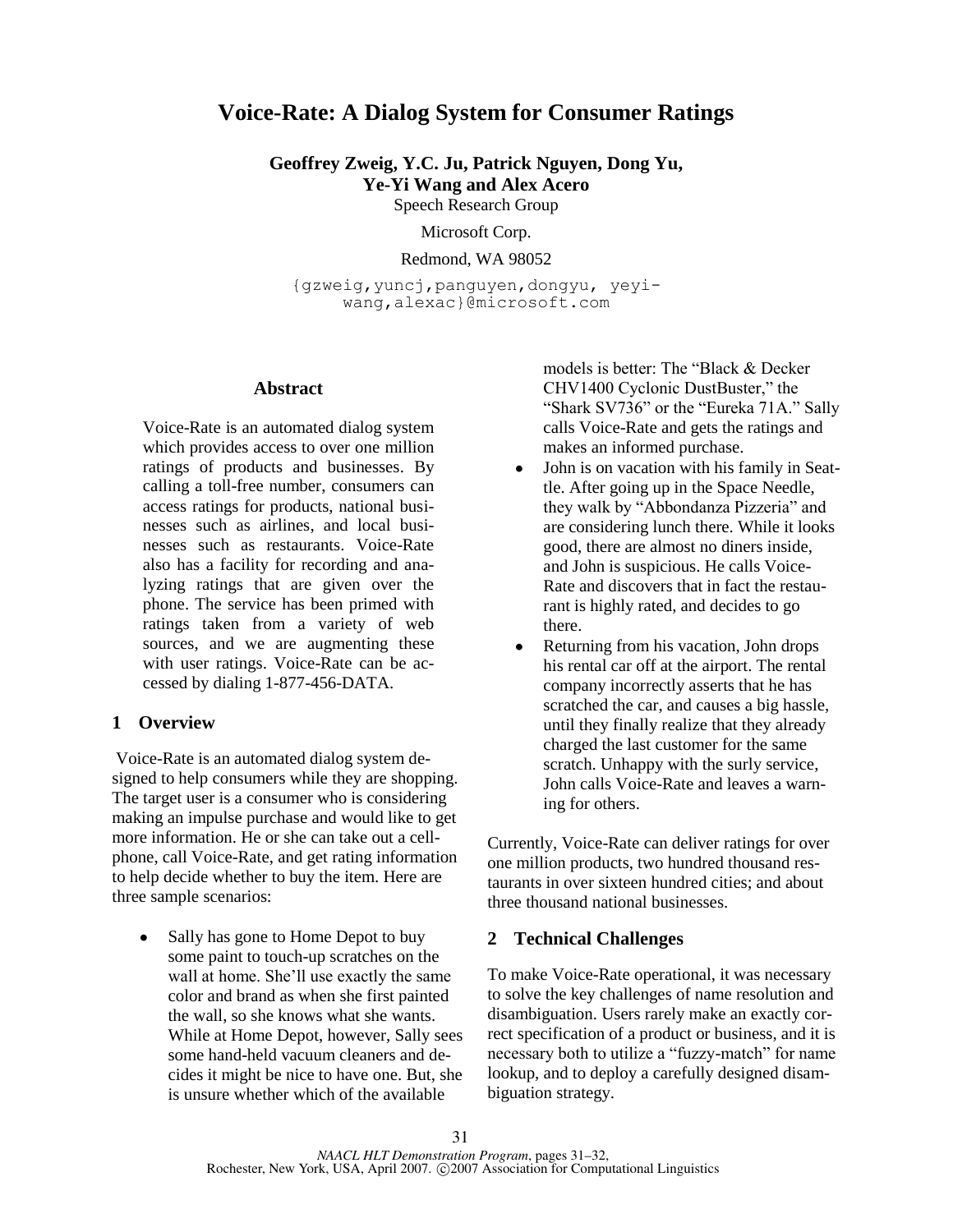# Voice-Rate: A Dialog System for Consumer Ratings

**Geoffrey Zweig, Y.C. Ju, Patrick Nguyen, Dong Yu, Ye-Yi Wang and Alex Acero**

Speech Research Group

Microsoft Corp.

Redmond, WA 98052

{gzweig,yuncj,panguyen,dongyu, yeyi-wang,alexac}@microsoft.com

## Abstract

Voice-Rate is an automated dialog system which provides access to over one million ratings of products and businesses. By calling a toll-free number, consumers can access ratings for products, national businesses such as airlines, and local businesses such as restaurants. Voice-Rate also has a facility for recording and analyzing ratings that are given over the phone. The service has been primed with ratings taken from a variety of web sources, and we are augmenting these with user ratings. Voice-Rate can be accessed by dialing 1-877-456-DATA.

## 1 Overview

Voice-Rate is an automated dialog system designed to help consumers while they are shopping. The target user is a consumer who is considering making an impulse purchase and would like to get more information. He or she can take out a cellphone, call Voice-Rate, and get rating information to help decide whether to buy the item. Here are three sample scenarios:

- Sally has gone to Home Depot to buy some paint to touch-up scratches on the wall at home. She'll use exactly the same color and brand as when she first painted the wall, so she knows what she wants. While at Home Depot, however, Sally sees some hand-held vacuum cleaners and decides it might be nice to have one. But, she is unsure whether which of the available models is better: The "Black & Decker CHV1400 Cyclonic DustBuster," the "Shark SV736" or the "Eureka 71A." Sally calls Voice-Rate and gets the ratings and makes an informed purchase.
- John is on vacation with his family in Seattle. After going up in the Space Needle, they walk by "Abbondanza Pizzeria" and are considering lunch there. While it looks good, there are almost no diners inside, and John is suspicious. He calls Voice-Rate and discovers that in fact the restaurant is highly rated, and decides to go there.
- Returning from his vacation, John drops his rental car off at the airport. The rental company incorrectly asserts that he has scratched the car, and causes a big hassle, until they finally realize that they already charged the last customer for the same scratch. Unhappy with the surly service, John calls Voice-Rate and leaves a warning for others.

Currently, Voice-Rate can deliver ratings for over one million products, two hundred thousand restaurants in over sixteen hundred cities; and about three thousand national businesses.

## 2 Technical Challenges

To make Voice-Rate operational, it was necessary to solve the key challenges of name resolution and disambiguation. Users rarely make an exactly correct specification of a product or business, and it is necessary both to utilize a "fuzzy-match" for name lookup, and to deploy a carefully designed disambiguation strategy.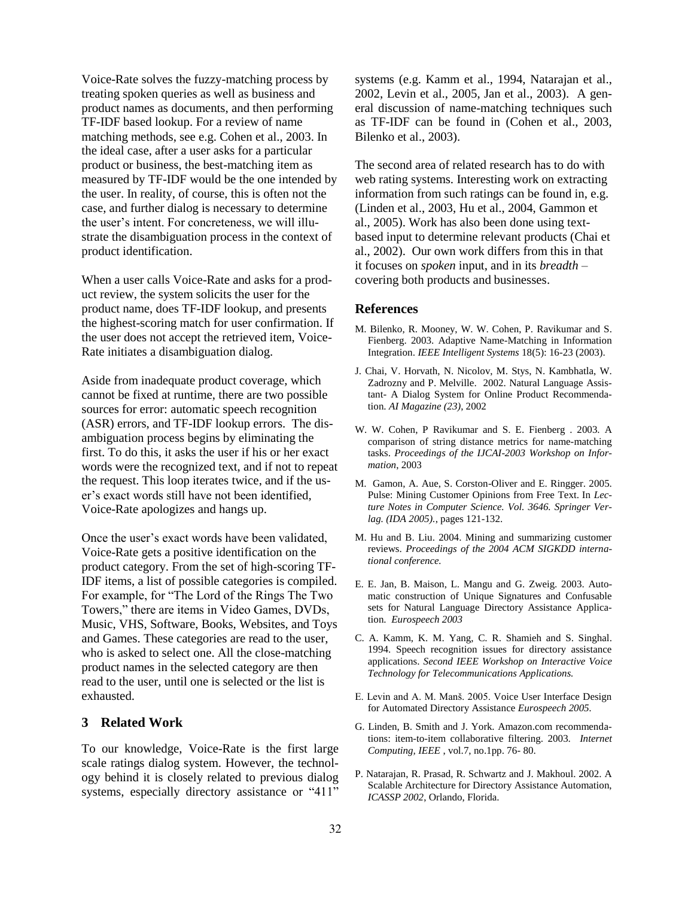Voice-Rate solves the fuzzy-matching process by treating spoken queries as well as business and product names as documents, and then performing TF-IDF based lookup. For a review of name matching methods, see e.g. Cohen et al., 2003. In the ideal case, after a user asks for a particular product or business, the best-matching item as measured by TF-IDF would be the one intended by the user. In reality, of course, this is often not the case, and further dialog is necessary to determine the user's intent. For concreteness, we will illustrate the disambiguation process in the context of product identification.

When a user calls Voice-Rate and asks for a product review, the system solicits the user for the product name, does TF-IDF lookup, and presents the highest-scoring match for user confirmation. If the user does not accept the retrieved item, Voice-Rate initiates a disambiguation dialog.

Aside from inadequate product coverage, which cannot be fixed at runtime, there are two possible sources for error: automatic speech recognition (ASR) errors, and TF-IDF lookup errors. The disambiguation process begins by eliminating the first. To do this, it asks the user if his or her exact words were the recognized text, and if not to repeat the request. This loop iterates twice, and if the user's exact words still have not been identified, Voice-Rate apologizes and hangs up.

Once the user's exact words have been validated, Voice-Rate gets a positive identification on the product category. From the set of high-scoring TF-IDF items, a list of possible categories is compiled. For example, for "The Lord of the Rings The Two Towers," there are items in Video Games, DVDs, Music, VHS, Software, Books, Websites, and Toys and Games. These categories are read to the user, who is asked to select one. All the close-matching product names in the selected category are then read to the user, until one is selected or the list is exhausted.

## 3 Related Work

To our knowledge, Voice-Rate is the first large scale ratings dialog system. However, the technology behind it is closely related to previous dialog systems, especially directory assistance or "411" systems (e.g. Kamm et al., 1994, Natarajan et al., 2002, Levin et al., 2005, Jan et al., 2003). A general discussion of name-matching techniques such as TF-IDF can be found in (Cohen et al., 2003, Bilenko et al., 2003).

The second area of related research has to do with web rating systems. Interesting work on extracting information from such ratings can be found in, e.g. (Linden et al., 2003, Hu et al., 2004, Gammon et al., 2005). Work has also been done using text-based input to determine relevant products (Chai et al., 2002). Our own work differs from this in that it focuses on *spoken* input, and in its *breadth* – covering both products and businesses.

## References

M. Bilenko, R. Mooney, W. W. Cohen, P. Ravikumar and S. Fienberg. 2003. Adaptive Name-Matching in Information Integration. *IEEE Intelligent Systems* 18(5): 16-23 (2003).

J. Chai, V. Horvath, N. Nicolov, M. Stys, N. Kambhatla, W. Zadrozny and P. Melville. 2002. Natural Language Assistant- A Dialog System for Online Product Recommendation. *AI Magazine (23)*, 2002

W. W. Cohen, P Ravikumar and S. E. Fienberg . 2003. A comparison of string distance metrics for name-matching tasks. *Proceedings of the IJCAI-2003 Workshop on Information*, 2003

M. Gamon, A. Aue, S. Corston-Oliver and E. Ringger. 2005. Pulse: Mining Customer Opinions from Free Text. In *Lecture Notes in Computer Science. Vol. 3646. Springer Verlag. (IDA 2005).*, pages 121-132.

M. Hu and B. Liu. 2004. Mining and summarizing customer reviews. *Proceedings of the 2004 ACM SIGKDD international conference.*

E. E. Jan, B. Maison, L. Mangu and G. Zweig. 2003. Automatic construction of Unique Signatures and Confusable sets for Natural Language Directory Assistance Application. *Eurospeech 2003*

C. A. Kamm, K. M. Yang, C. R. Shamieh and S. Singhal. 1994. Speech recognition issues for directory assistance applications. *Second IEEE Workshop on Interactive Voice Technology for Telecommunications Applications.*

E. Levin and A. M. Manš. 2005. Voice User Interface Design for Automated Directory Assistance *Eurospeech 2005.*

G. Linden, B. Smith and J. York. Amazon.com recommendations: item-to-item collaborative filtering. 2003. *Internet Computing, IEEE* , vol.7, no.1pp. 76- 80.

P. Natarajan, R. Prasad, R. Schwartz and J. Makhoul. 2002. A Scalable Architecture for Directory Assistance Automation, *ICASSP 2002*, Orlando, Florida.